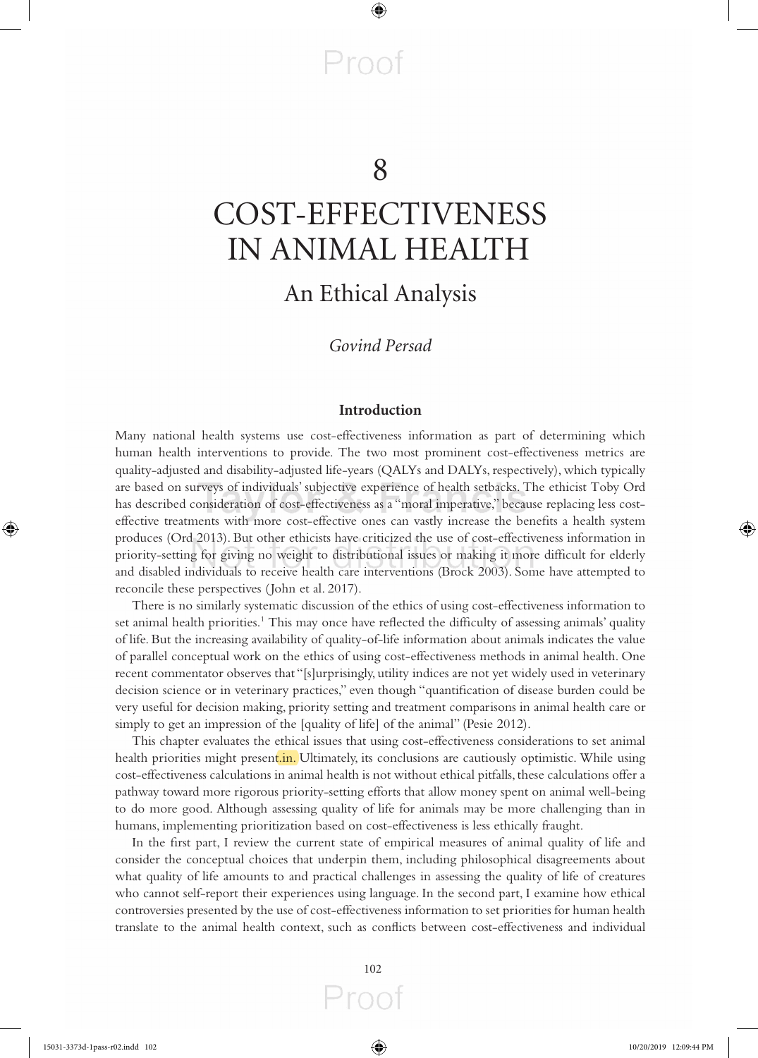# 8

# COST-EFFECTIVENESS IN ANIMAL HEALTH

## An Ethical Analysis

*Govind Persad*

### Introduction

Many national health systems use cost-effectiveness information as part of determining which human health interventions to provide. The two most prominent cost-effectiveness metrics are quality-adjusted and disability-adjusted life-years (QALYs and DALYs, respectively), which typically are based on surveys of individuals' subjective experience of health setbacks. The ethicist Toby Ord has described consideration of cost-effectiveness as a "moral imperative," because replacing less cost-effective treatments with more cost-effective ones can vastly increase the benefits a health system produces (Ord 2013). But other ethicists have criticized the use of cost-effectiveness information in priority-setting for giving no weight to distributional issues or making it more difficult for elderly and disabled individuals to receive health care interventions (Brock 2003). Some have attempted to reconcile these perspectives (John et al. 2017).

There is no similarly systematic discussion of the ethics of using cost-effectiveness information to set animal health priorities.[1] This may once have reflected the difficulty of assessing animals' quality of life. But the increasing availability of quality-of-life information about animals indicates the value of parallel conceptual work on the ethics of using cost-effectiveness methods in animal health. One recent commentator observes that "[s]urprisingly, utility indices are not yet widely used in veterinary decision science or in veterinary practices," even though "quantification of disease burden could be very useful for decision making, priority setting and treatment comparisons in animal health care or simply to get an impression of the [quality of life] of the animal" (Pesie 2012).

This chapter evaluates the ethical issues that using cost-effectiveness considerations to set animal health priorities might present.in. Ultimately, its conclusions are cautiously optimistic. While using cost-effectiveness calculations in animal health is not without ethical pitfalls, these calculations offer a pathway toward more rigorous priority-setting efforts that allow money spent on animal well-being to do more good. Although assessing quality of life for animals may be more challenging than in humans, implementing prioritization based on cost-effectiveness is less ethically fraught.

In the first part, I review the current state of empirical measures of animal quality of life and consider the conceptual choices that underpin them, including philosophical disagreements about what quality of life amounts to and practical challenges in assessing the quality of life of creatures who cannot self-report their experiences using language. In the second part, I examine how ethical controversies presented by the use of cost-effectiveness information to set priorities for human health translate to the animal health context, such as conflicts between cost-effectiveness and individual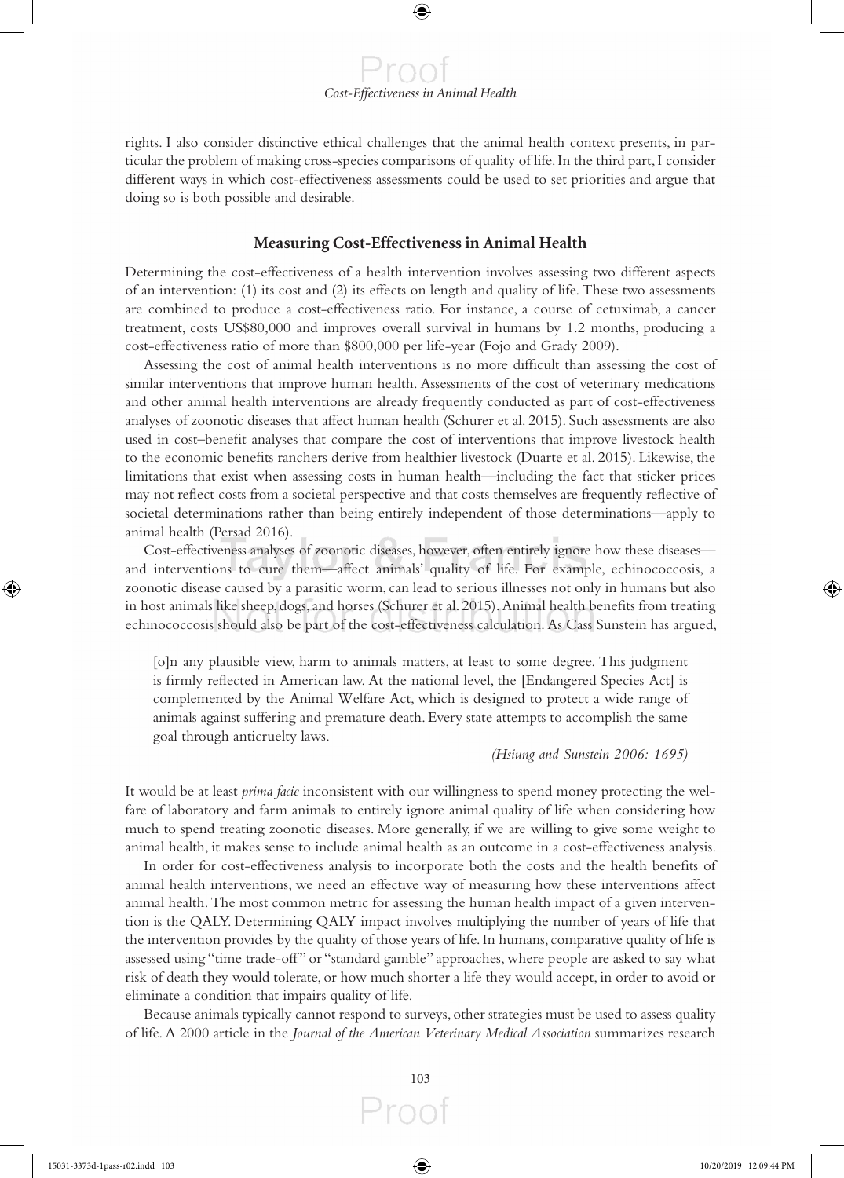rights. I also consider distinctive ethical challenges that the animal health context presents, in particular the problem of making cross-species comparisons of quality of life. In the third part, I consider different ways in which cost-effectiveness assessments could be used to set priorities and argue that doing so is both possible and desirable.

## Measuring Cost-Effectiveness in Animal Health

Determining the cost-effectiveness of a health intervention involves assessing two different aspects of an intervention: (1) its cost and (2) its effects on length and quality of life. These two assessments are combined to produce a cost-effectiveness ratio. For instance, a course of cetuximab, a cancer treatment, costs US$80,000 and improves overall survival in humans by 1.2 months, producing a cost-effectiveness ratio of more than $800,000 per life-year (Fojo and Grady 2009).

Assessing the cost of animal health interventions is no more difficult than assessing the cost of similar interventions that improve human health. Assessments of the cost of veterinary medications and other animal health interventions are already frequently conducted as part of cost-effectiveness analyses of zoonotic diseases that affect human health (Schurer et al. 2015). Such assessments are also used in cost–benefit analyses that compare the cost of interventions that improve livestock health to the economic benefits ranchers derive from healthier livestock (Duarte et al. 2015). Likewise, the limitations that exist when assessing costs in human health—including the fact that sticker prices may not reflect costs from a societal perspective and that costs themselves are frequently reflective of societal determinations rather than being entirely independent of those determinations—apply to animal health (Persad 2016).

Cost-effectiveness analyses of zoonotic diseases, however, often entirely ignore how these diseases—and interventions to cure them—affect animals' quality of life. For example, echinococcosis, a zoonotic disease caused by a parasitic worm, can lead to serious illnesses not only in humans but also in host animals like sheep, dogs, and horses (Schurer et al. 2015). Animal health benefits from treating echinococcosis should also be part of the cost-effectiveness calculation. As Cass Sunstein has argued,

> [o]n any plausible view, harm to animals matters, at least to some degree. This judgment is firmly reflected in American law. At the national level, the [Endangered Species Act] is complemented by the Animal Welfare Act, which is designed to protect a wide range of animals against suffering and premature death. Every state attempts to accomplish the same goal through anticruelty laws.
>
> *(Hsiung and Sunstein 2006: 1695)*

It would be at least *prima facie* inconsistent with our willingness to spend money protecting the welfare of laboratory and farm animals to entirely ignore animal quality of life when considering how much to spend treating zoonotic diseases. More generally, if we are willing to give some weight to animal health, it makes sense to include animal health as an outcome in a cost-effectiveness analysis.

In order for cost-effectiveness analysis to incorporate both the costs and the health benefits of animal health interventions, we need an effective way of measuring how these interventions affect animal health. The most common metric for assessing the human health impact of a given intervention is the QALY. Determining QALY impact involves multiplying the number of years of life that the intervention provides by the quality of those years of life. In humans, comparative quality of life is assessed using "time trade-off" or "standard gamble" approaches, where people are asked to say what risk of death they would tolerate, or how much shorter a life they would accept, in order to avoid or eliminate a condition that impairs quality of life.

Because animals typically cannot respond to surveys, other strategies must be used to assess quality of life. A 2000 article in the *Journal of the American Veterinary Medical Association* summarizes research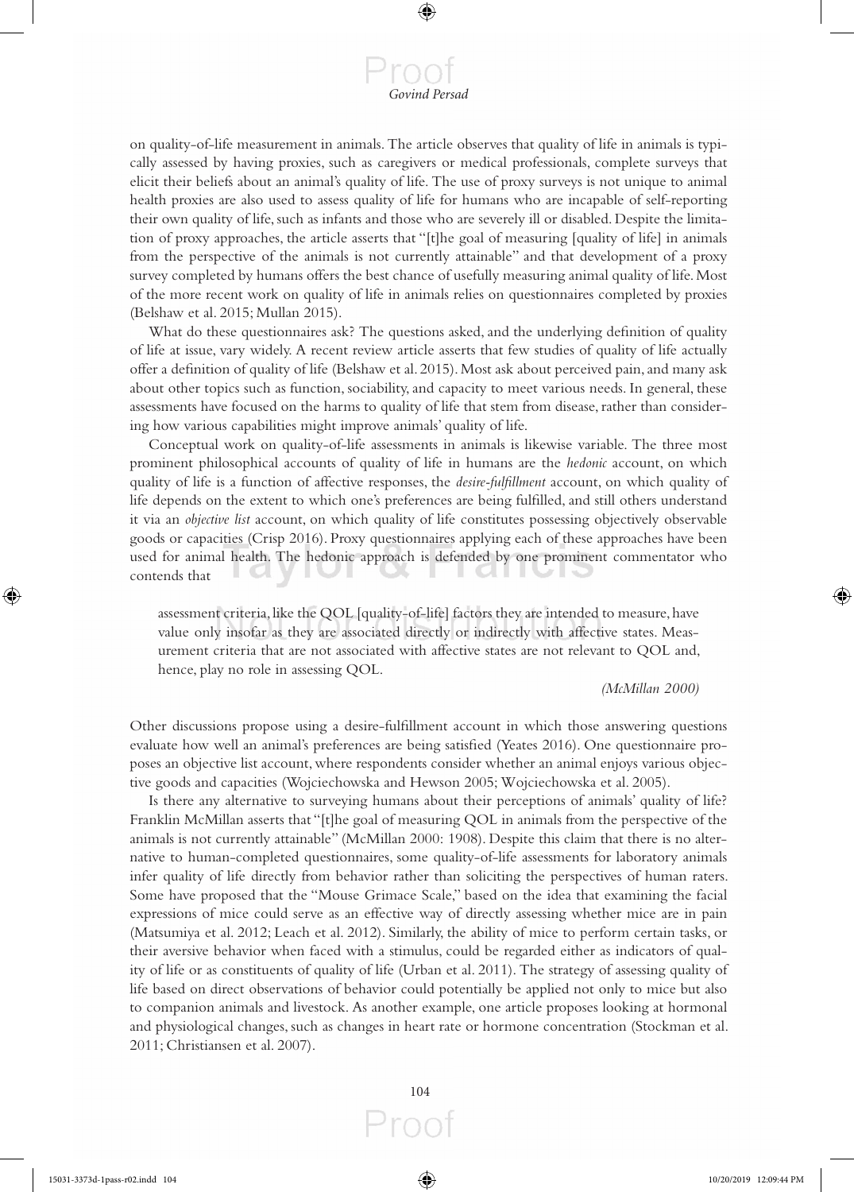on quality-of-life measurement in animals. The article observes that quality of life in animals is typically assessed by having proxies, such as caregivers or medical professionals, complete surveys that elicit their beliefs about an animal's quality of life. The use of proxy surveys is not unique to animal health proxies are also used to assess quality of life for humans who are incapable of self-reporting their own quality of life, such as infants and those who are severely ill or disabled. Despite the limitation of proxy approaches, the article asserts that "[t]he goal of measuring [quality of life] in animals from the perspective of the animals is not currently attainable" and that development of a proxy survey completed by humans offers the best chance of usefully measuring animal quality of life. Most of the more recent work on quality of life in animals relies on questionnaires completed by proxies (Belshaw et al. 2015; Mullan 2015).

What do these questionnaires ask? The questions asked, and the underlying definition of quality of life at issue, vary widely. A recent review article asserts that few studies of quality of life actually offer a definition of quality of life (Belshaw et al. 2015). Most ask about perceived pain, and many ask about other topics such as function, sociability, and capacity to meet various needs. In general, these assessments have focused on the harms to quality of life that stem from disease, rather than considering how various capabilities might improve animals' quality of life.

Conceptual work on quality-of-life assessments in animals is likewise variable. The three most prominent philosophical accounts of quality of life in humans are the *hedonic* account, on which quality of life is a function of affective responses, the *desire-fulfillment* account, on which quality of life depends on the extent to which one's preferences are being fulfilled, and still others understand it via an *objective list* account, on which quality of life constitutes possessing objectively observable goods or capacities (Crisp 2016). Proxy questionnaires applying each of these approaches have been used for animal health. The hedonic approach is defended by one prominent commentator who contends that

> assessment criteria, like the QOL [quality-of-life] factors they are intended to measure, have value only insofar as they are associated directly or indirectly with affective states. Measurement criteria that are not associated with affective states are not relevant to QOL and, hence, play no role in assessing QOL.
>
> *(McMillan 2000)*

Other discussions propose using a desire-fulfillment account in which those answering questions evaluate how well an animal's preferences are being satisfied (Yeates 2016). One questionnaire proposes an objective list account, where respondents consider whether an animal enjoys various objective goods and capacities (Wojciechowska and Hewson 2005; Wojciechowska et al. 2005).

Is there any alternative to surveying humans about their perceptions of animals' quality of life? Franklin McMillan asserts that "[t]he goal of measuring QOL in animals from the perspective of the animals is not currently attainable" (McMillan 2000: 1908). Despite this claim that there is no alternative to human-completed questionnaires, some quality-of-life assessments for laboratory animals infer quality of life directly from behavior rather than soliciting the perspectives of human raters. Some have proposed that the "Mouse Grimace Scale," based on the idea that examining the facial expressions of mice could serve as an effective way of directly assessing whether mice are in pain (Matsumiya et al. 2012; Leach et al. 2012). Similarly, the ability of mice to perform certain tasks, or their aversive behavior when faced with a stimulus, could be regarded either as indicators of quality of life or as constituents of quality of life (Urban et al. 2011). The strategy of assessing quality of life based on direct observations of behavior could potentially be applied not only to mice but also to companion animals and livestock. As another example, one article proposes looking at hormonal and physiological changes, such as changes in heart rate or hormone concentration (Stockman et al. 2011; Christiansen et al. 2007).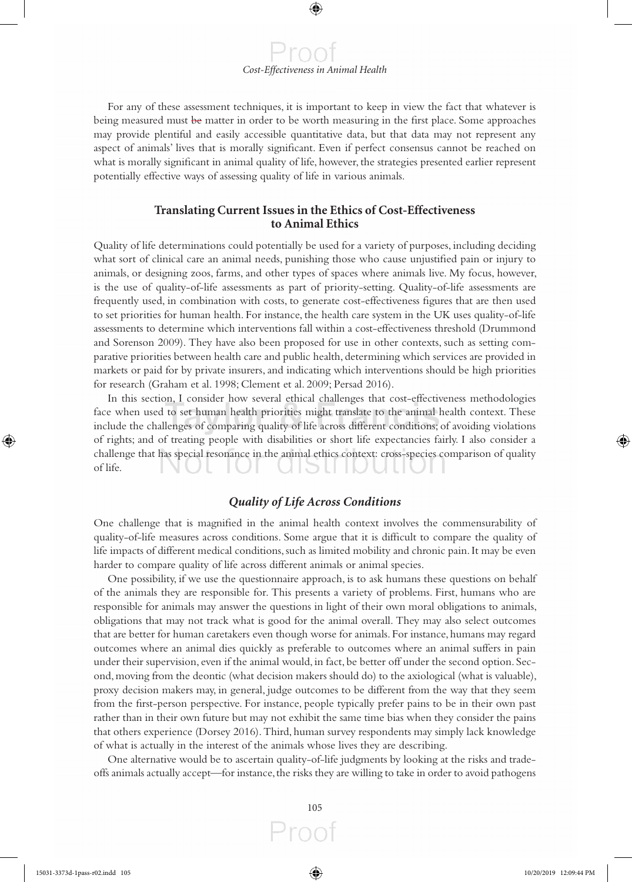For any of these assessment techniques, it is important to keep in view the fact that whatever is being measured must ~~be~~ matter in order to be worth measuring in the first place. Some approaches may provide plentiful and easily accessible quantitative data, but that data may not represent any aspect of animals' lives that is morally significant. Even if perfect consensus cannot be reached on what is morally significant in animal quality of life, however, the strategies presented earlier represent potentially effective ways of assessing quality of life in various animals.

## Translating Current Issues in the Ethics of Cost-Effectiveness to Animal Ethics

Quality of life determinations could potentially be used for a variety of purposes, including deciding what sort of clinical care an animal needs, punishing those who cause unjustified pain or injury to animals, or designing zoos, farms, and other types of spaces where animals live. My focus, however, is the use of quality-of-life assessments as part of priority-setting. Quality-of-life assessments are frequently used, in combination with costs, to generate cost-effectiveness figures that are then used to set priorities for human health. For instance, the health care system in the UK uses quality-of-life assessments to determine which interventions fall within a cost-effectiveness threshold (Drummond and Sorenson 2009). They have also been proposed for use in other contexts, such as setting comparative priorities between health care and public health, determining which services are provided in markets or paid for by private insurers, and indicating which interventions should be high priorities for research (Graham et al. 1998; Clement et al. 2009; Persad 2016).

In this section, I consider how several ethical challenges that cost-effectiveness methodologies face when used to set human health priorities might translate to the animal health context. These include the challenges of comparing quality of life across different conditions; of avoiding violations of rights; and of treating people with disabilities or short life expectancies fairly. I also consider a challenge that has special resonance in the animal ethics context: cross-species comparison of quality of life.

### *Quality of Life Across Conditions*

One challenge that is magnified in the animal health context involves the commensurability of quality-of-life measures across conditions. Some argue that it is difficult to compare the quality of life impacts of different medical conditions, such as limited mobility and chronic pain. It may be even harder to compare quality of life across different animals or animal species.

One possibility, if we use the questionnaire approach, is to ask humans these questions on behalf of the animals they are responsible for. This presents a variety of problems. First, humans who are responsible for animals may answer the questions in light of their own moral obligations to animals, obligations that may not track what is good for the animal overall. They may also select outcomes that are better for human caretakers even though worse for animals. For instance, humans may regard outcomes where an animal dies quickly as preferable to outcomes where an animal suffers in pain under their supervision, even if the animal would, in fact, be better off under the second option. Second, moving from the deontic (what decision makers should do) to the axiological (what is valuable), proxy decision makers may, in general, judge outcomes to be different from the way that they seem from the first-person perspective. For instance, people typically prefer pains to be in their own past rather than in their own future but may not exhibit the same time bias when they consider the pains that others experience (Dorsey 2016). Third, human survey respondents may simply lack knowledge of what is actually in the interest of the animals whose lives they are describing.

One alternative would be to ascertain quality-of-life judgments by looking at the risks and tradeoffs animals actually accept—for instance, the risks they are willing to take in order to avoid pathogens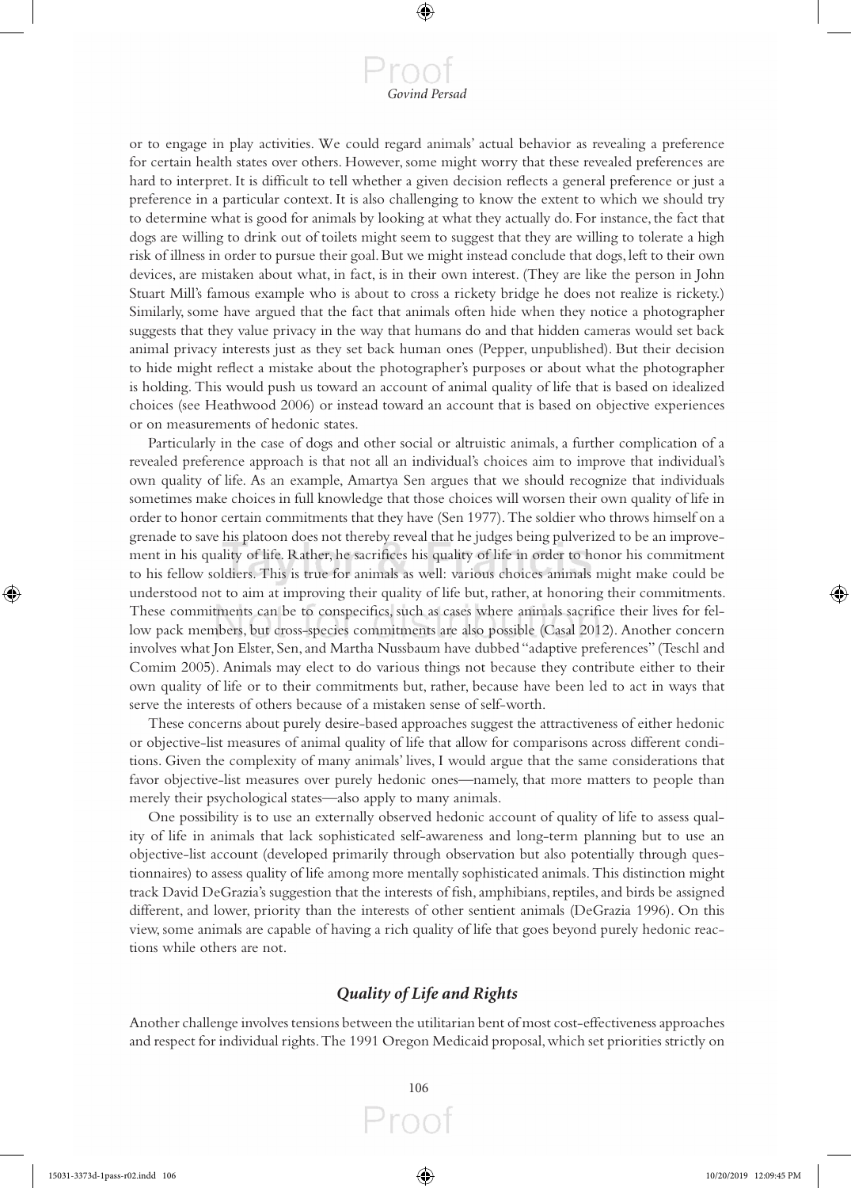or to engage in play activities. We could regard animals' actual behavior as revealing a preference for certain health states over others. However, some might worry that these revealed preferences are hard to interpret. It is difficult to tell whether a given decision reflects a general preference or just a preference in a particular context. It is also challenging to know the extent to which we should try to determine what is good for animals by looking at what they actually do. For instance, the fact that dogs are willing to drink out of toilets might seem to suggest that they are willing to tolerate a high risk of illness in order to pursue their goal. But we might instead conclude that dogs, left to their own devices, are mistaken about what, in fact, is in their own interest. (They are like the person in John Stuart Mill's famous example who is about to cross a rickety bridge he does not realize is rickety.) Similarly, some have argued that the fact that animals often hide when they notice a photographer suggests that they value privacy in the way that humans do and that hidden cameras would set back animal privacy interests just as they set back human ones (Pepper, unpublished). But their decision to hide might reflect a mistake about the photographer's purposes or about what the photographer is holding. This would push us toward an account of animal quality of life that is based on idealized choices (see Heathwood 2006) or instead toward an account that is based on objective experiences or on measurements of hedonic states.

Particularly in the case of dogs and other social or altruistic animals, a further complication of a revealed preference approach is that not all an individual's choices aim to improve that individual's own quality of life. As an example, Amartya Sen argues that we should recognize that individuals sometimes make choices in full knowledge that those choices will worsen their own quality of life in order to honor certain commitments that they have (Sen 1977). The soldier who throws himself on a grenade to save his platoon does not thereby reveal that he judges being pulverized to be an improvement in his quality of life. Rather, he sacrifices his quality of life in order to honor his commitment to his fellow soldiers. This is true for animals as well: various choices animals might make could be understood not to aim at improving their quality of life but, rather, at honoring their commitments. These commitments can be to conspecifics, such as cases where animals sacrifice their lives for fellow pack members, but cross-species commitments are also possible (Casal 2012). Another concern involves what Jon Elster, Sen, and Martha Nussbaum have dubbed "adaptive preferences" (Teschl and Comim 2005). Animals may elect to do various things not because they contribute either to their own quality of life or to their commitments but, rather, because have been led to act in ways that serve the interests of others because of a mistaken sense of self-worth.

These concerns about purely desire-based approaches suggest the attractiveness of either hedonic or objective-list measures of animal quality of life that allow for comparisons across different conditions. Given the complexity of many animals' lives, I would argue that the same considerations that favor objective-list measures over purely hedonic ones—namely, that more matters to people than merely their psychological states—also apply to many animals.

One possibility is to use an externally observed hedonic account of quality of life to assess quality of life in animals that lack sophisticated self-awareness and long-term planning but to use an objective-list account (developed primarily through observation but also potentially through questionnaires) to assess quality of life among more mentally sophisticated animals. This distinction might track David DeGrazia's suggestion that the interests of fish, amphibians, reptiles, and birds be assigned different, and lower, priority than the interests of other sentient animals (DeGrazia 1996). On this view, some animals are capable of having a rich quality of life that goes beyond purely hedonic reactions while others are not.

### *Quality of Life and Rights*

Another challenge involves tensions between the utilitarian bent of most cost-effectiveness approaches and respect for individual rights. The 1991 Oregon Medicaid proposal, which set priorities strictly on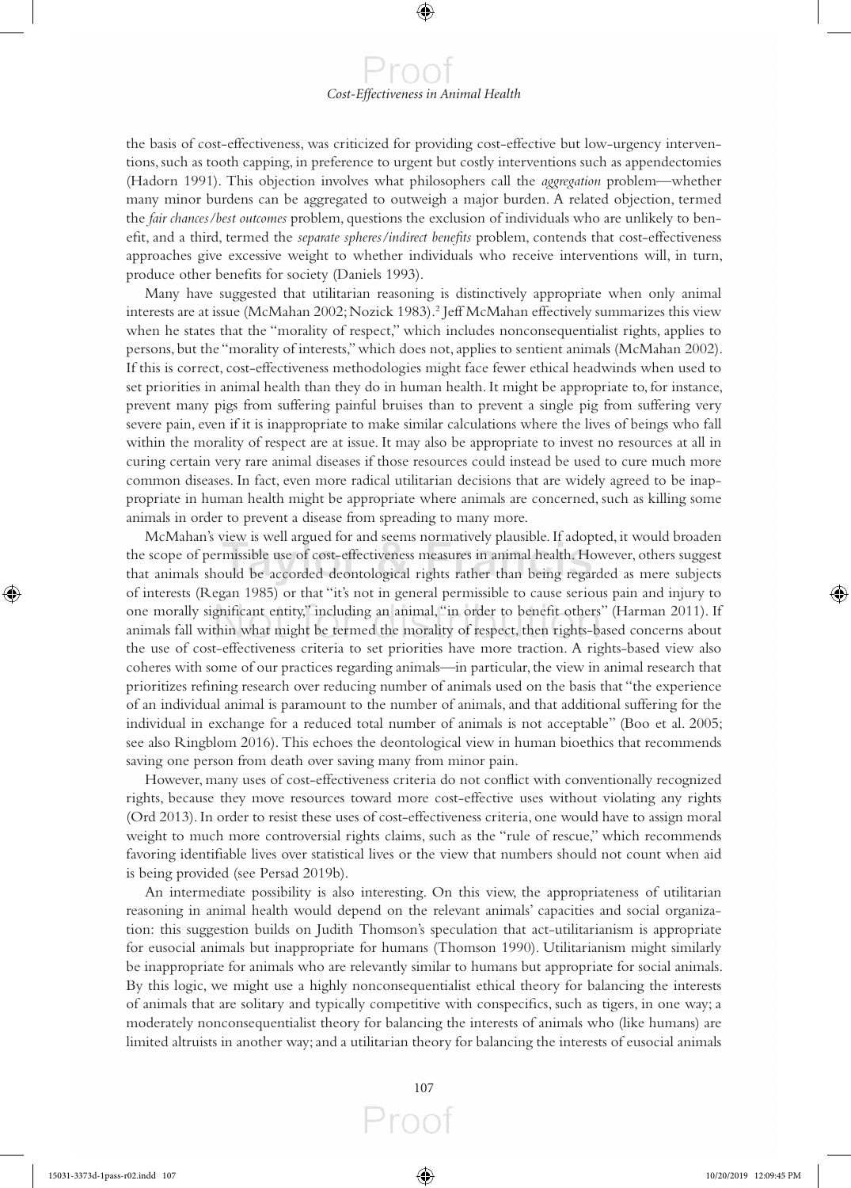the basis of cost-effectiveness, was criticized for providing cost-effective but low-urgency interventions, such as tooth capping, in preference to urgent but costly interventions such as appendectomies (Hadorn 1991). This objection involves what philosophers call the *aggregation* problem—whether many minor burdens can be aggregated to outweigh a major burden. A related objection, termed the *fair chances/best outcomes* problem, questions the exclusion of individuals who are unlikely to benefit, and a third, termed the *separate spheres/indirect benefits* problem, contends that cost-effectiveness approaches give excessive weight to whether individuals who receive interventions will, in turn, produce other benefits for society (Daniels 1993).

Many have suggested that utilitarian reasoning is distinctively appropriate when only animal interests are at issue (McMahan 2002; Nozick 1983).[2] Jeff McMahan effectively summarizes this view when he states that the "morality of respect," which includes nonconsequentialist rights, applies to persons, but the "morality of interests," which does not, applies to sentient animals (McMahan 2002). If this is correct, cost-effectiveness methodologies might face fewer ethical headwinds when used to set priorities in animal health than they do in human health. It might be appropriate to, for instance, prevent many pigs from suffering painful bruises than to prevent a single pig from suffering very severe pain, even if it is inappropriate to make similar calculations where the lives of beings who fall within the morality of respect are at issue. It may also be appropriate to invest no resources at all in curing certain very rare animal diseases if those resources could instead be used to cure much more common diseases. In fact, even more radical utilitarian decisions that are widely agreed to be inappropriate in human health might be appropriate where animals are concerned, such as killing some animals in order to prevent a disease from spreading to many more.

McMahan's view is well argued for and seems normatively plausible. If adopted, it would broaden the scope of permissible use of cost-effectiveness measures in animal health. However, others suggest that animals should be accorded deontological rights rather than being regarded as mere subjects of interests (Regan 1985) or that "it's not in general permissible to cause serious pain and injury to one morally significant entity," including an animal, "in order to benefit others" (Harman 2011). If animals fall within what might be termed the morality of respect, then rights-based concerns about the use of cost-effectiveness criteria to set priorities have more traction. A rights-based view also coheres with some of our practices regarding animals—in particular, the view in animal research that prioritizes refining research over reducing number of animals used on the basis that "the experience of an individual animal is paramount to the number of animals, and that additional suffering for the individual in exchange for a reduced total number of animals is not acceptable" (Boo et al. 2005; see also Ringblom 2016). This echoes the deontological view in human bioethics that recommends saving one person from death over saving many from minor pain.

However, many uses of cost-effectiveness criteria do not conflict with conventionally recognized rights, because they move resources toward more cost-effective uses without violating any rights (Ord 2013). In order to resist these uses of cost-effectiveness criteria, one would have to assign moral weight to much more controversial rights claims, such as the "rule of rescue," which recommends favoring identifiable lives over statistical lives or the view that numbers should not count when aid is being provided (see Persad 2019b).

An intermediate possibility is also interesting. On this view, the appropriateness of utilitarian reasoning in animal health would depend on the relevant animals' capacities and social organization: this suggestion builds on Judith Thomson's speculation that act-utilitarianism is appropriate for eusocial animals but inappropriate for humans (Thomson 1990). Utilitarianism might similarly be inappropriate for animals who are relevantly similar to humans but appropriate for social animals. By this logic, we might use a highly nonconsequentialist ethical theory for balancing the interests of animals that are solitary and typically competitive with conspecifics, such as tigers, in one way; a moderately nonconsequentialist theory for balancing the interests of animals who (like humans) are limited altruists in another way; and a utilitarian theory for balancing the interests of eusocial animals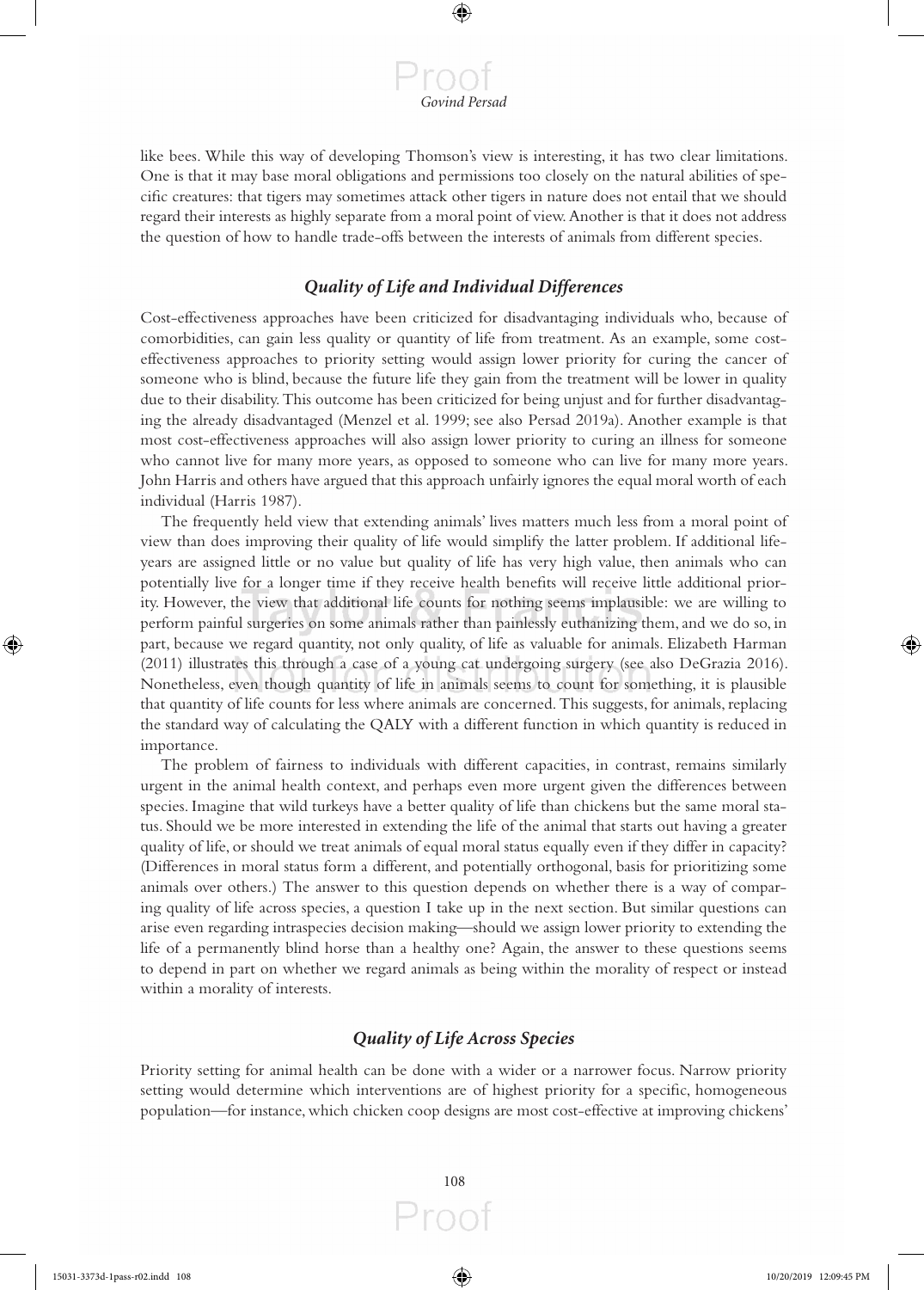like bees. While this way of developing Thomson's view is interesting, it has two clear limitations. One is that it may base moral obligations and permissions too closely on the natural abilities of specific creatures: that tigers may sometimes attack other tigers in nature does not entail that we should regard their interests as highly separate from a moral point of view. Another is that it does not address the question of how to handle trade-offs between the interests of animals from different species.

### *Quality of Life and Individual Differences*

Cost-effectiveness approaches have been criticized for disadvantaging individuals who, because of comorbidities, can gain less quality or quantity of life from treatment. As an example, some cost-effectiveness approaches to priority setting would assign lower priority for curing the cancer of someone who is blind, because the future life they gain from the treatment will be lower in quality due to their disability. This outcome has been criticized for being unjust and for further disadvantaging the already disadvantaged (Menzel et al. 1999; see also Persad 2019a). Another example is that most cost-effectiveness approaches will also assign lower priority to curing an illness for someone who cannot live for many more years, as opposed to someone who can live for many more years. John Harris and others have argued that this approach unfairly ignores the equal moral worth of each individual (Harris 1987).

The frequently held view that extending animals' lives matters much less from a moral point of view than does improving their quality of life would simplify the latter problem. If additional life-years are assigned little or no value but quality of life has very high value, then animals who can potentially live for a longer time if they receive health benefits will receive little additional priority. However, the view that additional life counts for nothing seems implausible: we are willing to perform painful surgeries on some animals rather than painlessly euthanizing them, and we do so, in part, because we regard quantity, not only quality, of life as valuable for animals. Elizabeth Harman (2011) illustrates this through a case of a young cat undergoing surgery (see also DeGrazia 2016). Nonetheless, even though quantity of life in animals seems to count for something, it is plausible that quantity of life counts for less where animals are concerned. This suggests, for animals, replacing the standard way of calculating the QALY with a different function in which quantity is reduced in importance.

The problem of fairness to individuals with different capacities, in contrast, remains similarly urgent in the animal health context, and perhaps even more urgent given the differences between species. Imagine that wild turkeys have a better quality of life than chickens but the same moral status. Should we be more interested in extending the life of the animal that starts out having a greater quality of life, or should we treat animals of equal moral status equally even if they differ in capacity? (Differences in moral status form a different, and potentially orthogonal, basis for prioritizing some animals over others.) The answer to this question depends on whether there is a way of comparing quality of life across species, a question I take up in the next section. But similar questions can arise even regarding intraspecies decision making—should we assign lower priority to extending the life of a permanently blind horse than a healthy one? Again, the answer to these questions seems to depend in part on whether we regard animals as being within the morality of respect or instead within a morality of interests.

### *Quality of Life Across Species*

Priority setting for animal health can be done with a wider or a narrower focus. Narrow priority setting would determine which interventions are of highest priority for a specific, homogeneous population—for instance, which chicken coop designs are most cost-effective at improving chickens'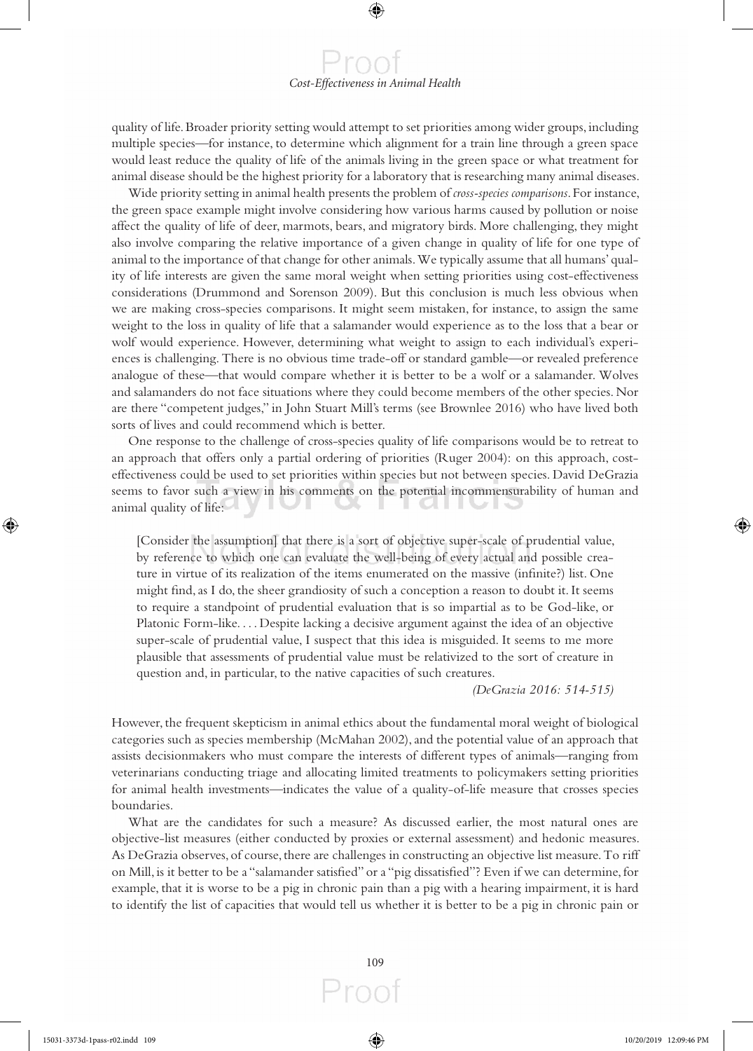quality of life. Broader priority setting would attempt to set priorities among wider groups, including multiple species—for instance, to determine which alignment for a train line through a green space would least reduce the quality of life of the animals living in the green space or what treatment for animal disease should be the highest priority for a laboratory that is researching many animal diseases.

Wide priority setting in animal health presents the problem of *cross-species comparisons*. For instance, the green space example might involve considering how various harms caused by pollution or noise affect the quality of life of deer, marmots, bears, and migratory birds. More challenging, they might also involve comparing the relative importance of a given change in quality of life for one type of animal to the importance of that change for other animals. We typically assume that all humans' quality of life interests are given the same moral weight when setting priorities using cost-effectiveness considerations (Drummond and Sorenson 2009). But this conclusion is much less obvious when we are making cross-species comparisons. It might seem mistaken, for instance, to assign the same weight to the loss in quality of life that a salamander would experience as to the loss that a bear or wolf would experience. However, determining what weight to assign to each individual's experiences is challenging. There is no obvious time trade-off or standard gamble—or revealed preference analogue of these—that would compare whether it is better to be a wolf or a salamander. Wolves and salamanders do not face situations where they could become members of the other species. Nor are there "competent judges," in John Stuart Mill's terms (see Brownlee 2016) who have lived both sorts of lives and could recommend which is better.

One response to the challenge of cross-species quality of life comparisons would be to retreat to an approach that offers only a partial ordering of priorities (Ruger 2004): on this approach, cost-effectiveness could be used to set priorities within species but not between species. David DeGrazia seems to favor such a view in his comments on the potential incommensurability of human and animal quality of life:

> [Consider the assumption] that there is a sort of objective super-scale of prudential value, by reference to which one can evaluate the well-being of every actual and possible creature in virtue of its realization of the items enumerated on the massive (infinite?) list. One might find, as I do, the sheer grandiosity of such a conception a reason to doubt it. It seems to require a standpoint of prudential evaluation that is so impartial as to be God-like, or Platonic Form-like. . . . Despite lacking a decisive argument against the idea of an objective super-scale of prudential value, I suspect that this idea is misguided. It seems to me more plausible that assessments of prudential value must be relativized to the sort of creature in question and, in particular, to the native capacities of such creatures.
>
> *(DeGrazia 2016: 514-515)*

However, the frequent skepticism in animal ethics about the fundamental moral weight of biological categories such as species membership (McMahan 2002), and the potential value of an approach that assists decisionmakers who must compare the interests of different types of animals—ranging from veterinarians conducting triage and allocating limited treatments to policymakers setting priorities for animal health investments—indicates the value of a quality-of-life measure that crosses species boundaries.

What are the candidates for such a measure? As discussed earlier, the most natural ones are objective-list measures (either conducted by proxies or external assessment) and hedonic measures. As DeGrazia observes, of course, there are challenges in constructing an objective list measure. To riff on Mill, is it better to be a "salamander satisfied" or a "pig dissatisfied"? Even if we can determine, for example, that it is worse to be a pig in chronic pain than a pig with a hearing impairment, it is hard to identify the list of capacities that would tell us whether it is better to be a pig in chronic pain or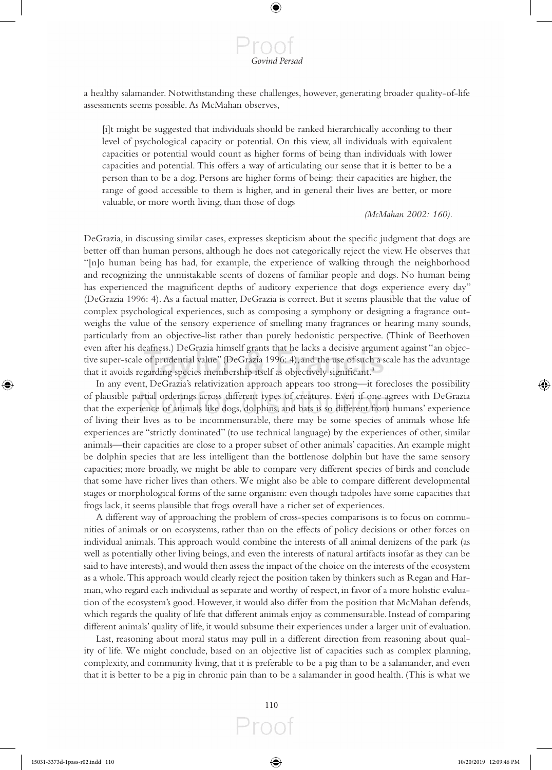a healthy salamander. Notwithstanding these challenges, however, generating broader quality-of-life assessments seems possible. As McMahan observes,

> [i]t might be suggested that individuals should be ranked hierarchically according to their level of psychological capacity or potential. On this view, all individuals with equivalent capacities or potential would count as higher forms of being than individuals with lower capacities and potential. This offers a way of articulating our sense that it is better to be a person than to be a dog. Persons are higher forms of being: their capacities are higher, the range of good accessible to them is higher, and in general their lives are better, or more valuable, or more worth living, than those of dogs
>
> *(McMahan 2002: 160).*

DeGrazia, in discussing similar cases, expresses skepticism about the specific judgment that dogs are better off than human persons, although he does not categorically reject the view. He observes that "[n]o human being has had, for example, the experience of walking through the neighborhood and recognizing the unmistakable scents of dozens of familiar people and dogs. No human being has experienced the magnificent depths of auditory experience that dogs experience every day" (DeGrazia 1996: 4). As a factual matter, DeGrazia is correct. But it seems plausible that the value of complex psychological experiences, such as composing a symphony or designing a fragrance outweighs the value of the sensory experience of smelling many fragrances or hearing many sounds, particularly from an objective-list rather than purely hedonistic perspective. (Think of Beethoven even after his deafness.) DeGrazia himself grants that he lacks a decisive argument against "an objective super-scale of prudential value" (DeGrazia 1996: 4), and the use of such a scale has the advantage that it avoids regarding species membership itself as objectively significant.[3]

In any event, DeGrazia's relativization approach appears too strong—it forecloses the possibility of plausible partial orderings across different types of creatures. Even if one agrees with DeGrazia that the experience of animals like dogs, dolphins, and bats is so different from humans' experience of living their lives as to be incommensurable, there may be some species of animals whose life experiences are "strictly dominated" (to use technical language) by the experiences of other, similar animals—their capacities are close to a proper subset of other animals' capacities. An example might be dolphin species that are less intelligent than the bottlenose dolphin but have the same sensory capacities; more broadly, we might be able to compare very different species of birds and conclude that some have richer lives than others. We might also be able to compare different developmental stages or morphological forms of the same organism: even though tadpoles have some capacities that frogs lack, it seems plausible that frogs overall have a richer set of experiences.

A different way of approaching the problem of cross-species comparisons is to focus on communities of animals or on ecosystems, rather than on the effects of policy decisions or other forces on individual animals. This approach would combine the interests of all animal denizens of the park (as well as potentially other living beings, and even the interests of natural artifacts insofar as they can be said to have interests), and would then assess the impact of the choice on the interests of the ecosystem as a whole. This approach would clearly reject the position taken by thinkers such as Regan and Harman, who regard each individual as separate and worthy of respect, in favor of a more holistic evaluation of the ecosystem's good. However, it would also differ from the position that McMahan defends, which regards the quality of life that different animals enjoy as commensurable. Instead of comparing different animals' quality of life, it would subsume their experiences under a larger unit of evaluation.

Last, reasoning about moral status may pull in a different direction from reasoning about quality of life. We might conclude, based on an objective list of capacities such as complex planning, complexity, and community living, that it is preferable to be a pig than to be a salamander, and even that it is better to be a pig in chronic pain than to be a salamander in good health. (This is what we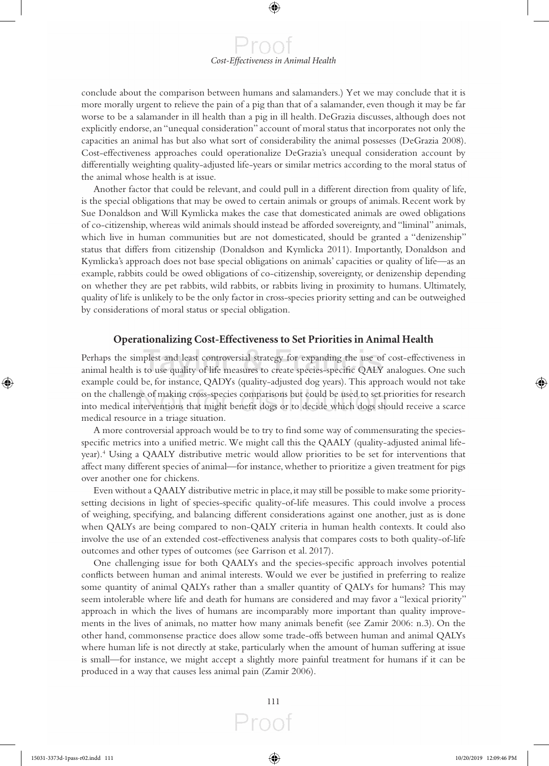conclude about the comparison between humans and salamanders.) Yet we may conclude that it is more morally urgent to relieve the pain of a pig than that of a salamander, even though it may be far worse to be a salamander in ill health than a pig in ill health. DeGrazia discusses, although does not explicitly endorse, an "unequal consideration" account of moral status that incorporates not only the capacities an animal has but also what sort of considerability the animal possesses (DeGrazia 2008). Cost-effectiveness approaches could operationalize DeGrazia's unequal consideration account by differentially weighting quality-adjusted life-years or similar metrics according to the moral status of the animal whose health is at issue.

Another factor that could be relevant, and could pull in a different direction from quality of life, is the special obligations that may be owed to certain animals or groups of animals. Recent work by Sue Donaldson and Will Kymlicka makes the case that domesticated animals are owed obligations of co-citizenship, whereas wild animals should instead be afforded sovereignty, and "liminal" animals, which live in human communities but are not domesticated, should be granted a "denizenship" status that differs from citizenship (Donaldson and Kymlicka 2011). Importantly, Donaldson and Kymlicka's approach does not base special obligations on animals' capacities or quality of life—as an example, rabbits could be owed obligations of co-citizenship, sovereignty, or denizenship depending on whether they are pet rabbits, wild rabbits, or rabbits living in proximity to humans. Ultimately, quality of life is unlikely to be the only factor in cross-species priority setting and can be outweighed by considerations of moral status or special obligation.

## Operationalizing Cost-Effectiveness to Set Priorities in Animal Health

Perhaps the simplest and least controversial strategy for expanding the use of cost-effectiveness in animal health is to use quality of life measures to create species-specific QALY analogues. One such example could be, for instance, QADYs (quality-adjusted dog years). This approach would not take on the challenge of making cross-species comparisons but could be used to set priorities for research into medical interventions that might benefit dogs or to decide which dogs should receive a scarce medical resource in a triage situation.

A more controversial approach would be to try to find some way of commensurating the species-specific metrics into a unified metric. We might call this the QAALY (quality-adjusted animal life-year).[4] Using a QAALY distributive metric would allow priorities to be set for interventions that affect many different species of animal—for instance, whether to prioritize a given treatment for pigs over another one for chickens.

Even without a QAALY distributive metric in place, it may still be possible to make some priority-setting decisions in light of species-specific quality-of-life measures. This could involve a process of weighing, specifying, and balancing different considerations against one another, just as is done when QALYs are being compared to non-QALY criteria in human health contexts. It could also involve the use of an extended cost-effectiveness analysis that compares costs to both quality-of-life outcomes and other types of outcomes (see Garrison et al. 2017).

One challenging issue for both QAALYs and the species-specific approach involves potential conflicts between human and animal interests. Would we ever be justified in preferring to realize some quantity of animal QALYs rather than a smaller quantity of QALYs for humans? This may seem intolerable where life and death for humans are considered and may favor a "lexical priority" approach in which the lives of humans are incomparably more important than quality improvements in the lives of animals, no matter how many animals benefit (see Zamir 2006: n.3). On the other hand, commonsense practice does allow some trade-offs between human and animal QALYs where human life is not directly at stake, particularly when the amount of human suffering at issue is small—for instance, we might accept a slightly more painful treatment for humans if it can be produced in a way that causes less animal pain (Zamir 2006).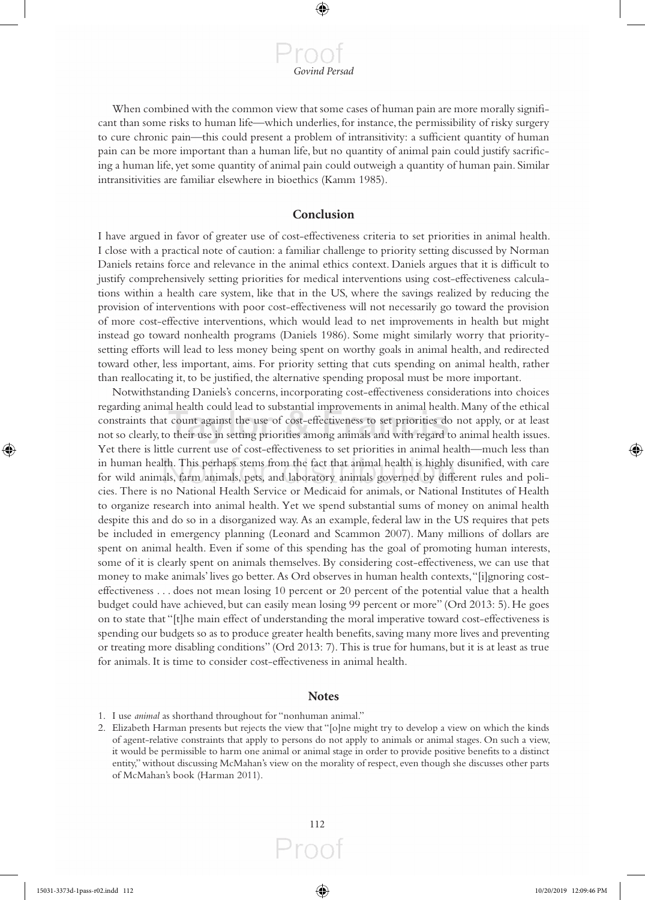When combined with the common view that some cases of human pain are more morally significant than some risks to human life—which underlies, for instance, the permissibility of risky surgery to cure chronic pain—this could present a problem of intransitivity: a sufficient quantity of human pain can be more important than a human life, but no quantity of animal pain could justify sacrificing a human life, yet some quantity of animal pain could outweigh a quantity of human pain. Similar intransitivities are familiar elsewhere in bioethics (Kamm 1985).

## Conclusion

I have argued in favor of greater use of cost-effectiveness criteria to set priorities in animal health. I close with a practical note of caution: a familiar challenge to priority setting discussed by Norman Daniels retains force and relevance in the animal ethics context. Daniels argues that it is difficult to justify comprehensively setting priorities for medical interventions using cost-effectiveness calculations within a health care system, like that in the US, where the savings realized by reducing the provision of interventions with poor cost-effectiveness will not necessarily go toward the provision of more cost-effective interventions, which would lead to net improvements in health but might instead go toward nonhealth programs (Daniels 1986). Some might similarly worry that priority-setting efforts will lead to less money being spent on worthy goals in animal health, and redirected toward other, less important, aims. For priority setting that cuts spending on animal health, rather than reallocating it, to be justified, the alternative spending proposal must be more important.

Notwithstanding Daniels's concerns, incorporating cost-effectiveness considerations into choices regarding animal health could lead to substantial improvements in animal health. Many of the ethical constraints that count against the use of cost-effectiveness to set priorities do not apply, or at least not so clearly, to their use in setting priorities among animals and with regard to animal health issues. Yet there is little current use of cost-effectiveness to set priorities in animal health—much less than in human health. This perhaps stems from the fact that animal health is highly disunified, with care for wild animals, farm animals, pets, and laboratory animals governed by different rules and policies. There is no National Health Service or Medicaid for animals, or National Institutes of Health to organize research into animal health. Yet we spend substantial sums of money on animal health despite this and do so in a disorganized way. As an example, federal law in the US requires that pets be included in emergency planning (Leonard and Scammon 2007). Many millions of dollars are spent on animal health. Even if some of this spending has the goal of promoting human interests, some of it is clearly spent on animals themselves. By considering cost-effectiveness, we can use that money to make animals' lives go better. As Ord observes in human health contexts, "[i]gnoring cost-effectiveness . . . does not mean losing 10 percent or 20 percent of the potential value that a health budget could have achieved, but can easily mean losing 99 percent or more" (Ord 2013: 5). He goes on to state that "[t]he main effect of understanding the moral imperative toward cost-effectiveness is spending our budgets so as to produce greater health benefits, saving many more lives and preventing or treating more disabling conditions" (Ord 2013: 7). This is true for humans, but it is at least as true for animals. It is time to consider cost-effectiveness in animal health.

## Notes

1. I use *animal* as shorthand throughout for "nonhuman animal."
2. Elizabeth Harman presents but rejects the view that "[o]ne might try to develop a view on which the kinds of agent-relative constraints that apply to persons do not apply to animals or animal stages. On such a view, it would be permissible to harm one animal or animal stage in order to provide positive benefits to a distinct entity," without discussing McMahan's view on the morality of respect, even though she discusses other parts of McMahan's book (Harman 2011).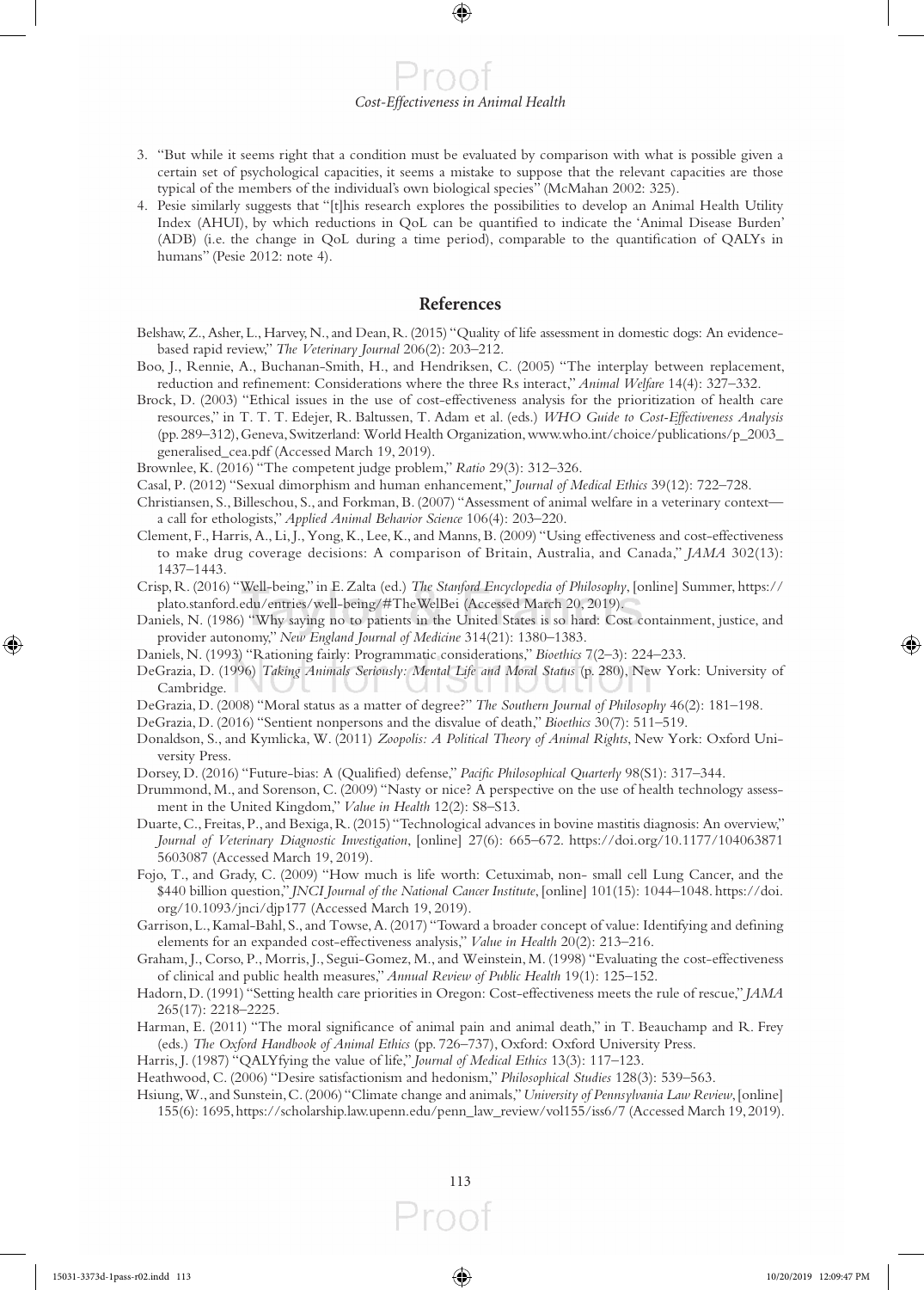3. "But while it seems right that a condition must be evaluated by comparison with what is possible given a certain set of psychological capacities, it seems a mistake to suppose that the relevant capacities are those typical of the members of the individual's own biological species" (McMahan 2002: 325).
4. Pesie similarly suggests that "[t]his research explores the possibilities to develop an Animal Health Utility Index (AHUI), by which reductions in QoL can be quantified to indicate the 'Animal Disease Burden' (ADB) (i.e. the change in QoL during a time period), comparable to the quantification of QALYs in humans" (Pesie 2012: note 4).

## References

Belshaw, Z., Asher, L., Harvey, N., and Dean, R. (2015) "Quality of life assessment in domestic dogs: An evidence-based rapid review," *The Veterinary Journal* 206(2): 203–212.

Boo, J., Rennie, A., Buchanan-Smith, H., and Hendriksen, C. (2005) "The interplay between replacement, reduction and refinement: Considerations where the three Rs interact," *Animal Welfare* 14(4): 327–332.

Brock, D. (2003) "Ethical issues in the use of cost-effectiveness analysis for the prioritization of health care resources," in T. T. T. Edejer, R. Baltussen, T. Adam et al. (eds.) *WHO Guide to Cost-Effectiveness Analysis* (pp. 289–312), Geneva, Switzerland: World Health Organization, www.who.int/choice/publications/p_2003_generalised_cea.pdf (Accessed March 19, 2019).

Brownlee, K. (2016) "The competent judge problem," *Ratio* 29(3): 312–326.

Casal, P. (2012) "Sexual dimorphism and human enhancement," *Journal of Medical Ethics* 39(12): 722–728.

Christiansen, S., Billeschou, S., and Forkman, B. (2007) "Assessment of animal welfare in a veterinary context—a call for ethologists," *Applied Animal Behavior Science* 106(4): 203–220.

Clement, F., Harris, A., Li, J., Yong, K., Lee, K., and Manns, B. (2009) "Using effectiveness and cost-effectiveness to make drug coverage decisions: A comparison of Britain, Australia, and Canada," *JAMA* 302(13): 1437–1443.

Crisp, R. (2016) "Well-being," in E. Zalta (ed.) *The Stanford Encyclopedia of Philosophy*, [online] Summer, https://plato.stanford.edu/entries/well-being/#TheWelBei (Accessed March 20, 2019).

Daniels, N. (1986) "Why saying no to patients in the United States is so hard: Cost containment, justice, and provider autonomy," *New England Journal of Medicine* 314(21): 1380–1383.

Daniels, N. (1993) "Rationing fairly: Programmatic considerations," *Bioethics* 7(2–3): 224–233.

DeGrazia, D. (1996) *Taking Animals Seriously: Mental Life and Moral Status* (p. 280), New York: University of Cambridge.

DeGrazia, D. (2008) "Moral status as a matter of degree?" *The Southern Journal of Philosophy* 46(2): 181–198.

DeGrazia, D. (2016) "Sentient nonpersons and the disvalue of death," *Bioethics* 30(7): 511–519.

Donaldson, S., and Kymlicka, W. (2011) *Zoopolis: A Political Theory of Animal Rights*, New York: Oxford University Press.

Dorsey, D. (2016) "Future-bias: A (Qualified) defense," *Pacific Philosophical Quarterly* 98(S1): 317–344.

Drummond, M., and Sorenson, C. (2009) "Nasty or nice? A perspective on the use of health technology assessment in the United Kingdom," *Value in Health* 12(2): S8–S13.

Duarte, C., Freitas, P., and Bexiga, R. (2015) "Technological advances in bovine mastitis diagnosis: An overview," *Journal of Veterinary Diagnostic Investigation*, [online] 27(6): 665–672. https://doi.org/10.1177/1040638715603087 (Accessed March 19, 2019).

Fojo, T., and Grady, C. (2009) "How much is life worth: Cetuximab, non- small cell Lung Cancer, and the $440 billion question," *JNCI Journal of the National Cancer Institute*, [online] 101(15): 1044–1048. https://doi.org/10.1093/jnci/djp177 (Accessed March 19, 2019).

Garrison, L., Kamal-Bahl, S., and Towse, A. (2017) "Toward a broader concept of value: Identifying and defining elements for an expanded cost-effectiveness analysis," *Value in Health* 20(2): 213–216.

Graham, J., Corso, P., Morris, J., Segui-Gomez, M., and Weinstein, M. (1998) "Evaluating the cost-effectiveness of clinical and public health measures," *Annual Review of Public Health* 19(1): 125–152.

Hadorn, D. (1991) "Setting health care priorities in Oregon: Cost-effectiveness meets the rule of rescue," *JAMA* 265(17): 2218–2225.

Harman, E. (2011) "The moral significance of animal pain and animal death," in T. Beauchamp and R. Frey (eds.) *The Oxford Handbook of Animal Ethics* (pp. 726–737), Oxford: Oxford University Press.

Harris, J. (1987) "QALYfying the value of life," *Journal of Medical Ethics* 13(3): 117–123.

Heathwood, C. (2006) "Desire satisfactionism and hedonism," *Philosophical Studies* 128(3): 539–563.

Hsiung, W., and Sunstein, C. (2006) "Climate change and animals," *University of Pennsylvania Law Review*, [online] 155(6): 1695, https://scholarship.law.upenn.edu/penn_law_review/vol155/iss6/7 (Accessed March 19, 2019).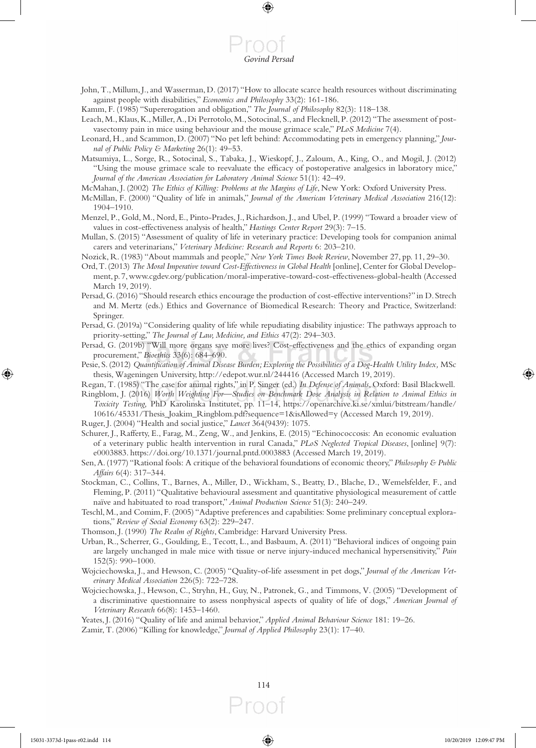John, T., Millum, J., and Wasserman, D. (2017) "How to allocate scarce health resources without discriminating against people with disabilities," *Economics and Philosophy* 33(2): 161-186.

Kamm, F. (1985) "Supererogation and obligation," *The Journal of Philosophy* 82(3): 118–138.

Leach, M., Klaus, K., Miller, A., Di Perrotolo, M., Sotocinal, S., and Flecknell, P. (2012) "The assessment of post-vasectomy pain in mice using behaviour and the mouse grimace scale," *PLoS Medicine* 7(4).

Leonard, H., and Scammon, D. (2007) "No pet left behind: Accommodating pets in emergency planning," *Journal of Public Policy & Marketing* 26(1): 49–53.

Matsumiya, L., Sorge, R., Sotocinal, S., Tabaka, J., Wieskopf, J., Zaloum, A., King, O., and Mogil, J. (2012) "Using the mouse grimace scale to reevaluate the efficacy of postoperative analgesics in laboratory mice," *Journal of the American Association for Laboratory Animal Science* 51(1): 42–49.

McMahan, J. (2002) *The Ethics of Killing: Problems at the Margins of Life*, New York: Oxford University Press.

McMillan, F. (2000) "Quality of life in animals," *Journal of the American Veterinary Medical Association* 216(12): 1904–1910.

Menzel, P., Gold, M., Nord, E., Pinto-Prades, J., Richardson, J., and Ubel, P. (1999) "Toward a broader view of values in cost-effectiveness analysis of health," *Hastings Center Report* 29(3): 7–15.

Mullan, S. (2015) "Assessment of quality of life in veterinary practice: Developing tools for companion animal carers and veterinarians," *Veterinary Medicine: Research and Reports* 6: 203–210.

Nozick, R. (1983) "About mammals and people," *New York Times Book Review*, November 27, pp. 11, 29–30.

Ord, T. (2013) *The Moral Imperative toward Cost-Effectiveness in Global Health* [online], Center for Global Development, p. 7, www.cgdev.org/publication/moral-imperative-toward-cost-effectiveness-global-health (Accessed March 19, 2019).

Persad, G. (2016) "Should research ethics encourage the production of cost-effective interventions?" in D. Strech and M. Mertz (eds.) Ethics and Governance of Biomedical Research: Theory and Practice, Switzerland: Springer.

Persad, G. (2019a) "Considering quality of life while repudiating disability injustice: The pathways approach to priority-setting," *The Journal of Law, Medicine, and Ethics* 47(2): 294–303.

Persad, G. (2019b) "Will more organs save more lives? Cost-effectiveness and the ethics of expanding organ procurement," *Bioethics* 33(6): 684–690.

Pesie, S. (2012) *Quantification of Animal Disease Burden; Exploring the Possibilities of a Dog-Health Utility Index,* MSc thesis, Wageningen University, http://edepot.wur.nl/244416 (Accessed March 19, 2019).

Regan, T. (1985) "The case for animal rights," in P. Singer (ed.) *In Defense of Animals*, Oxford: Basil Blackwell.

Ringblom, J. (2016) *Worth Weighting For—Studies on Benchmark Dose Analysis in Relation to Animal Ethics in Toxicity Testing,* PhD Karolinska Institutet, pp. 11–14, https://openarchive.ki.se/xmlui/bitstream/handle/10616/45331/Thesis_Joakim_Ringblom.pdf?sequence=1&isAllowed=y (Accessed March 19, 2019).

Ruger, J. (2004) "Health and social justice," *Lancet* 364(9439): 1075.

Schurer, J., Rafferty, E., Farag, M., Zeng, W., and Jenkins, E. (2015) "Echinococcosis: An economic evaluation of a veterinary public health intervention in rural Canada," *PLoS Neglected Tropical Diseases*, [online] 9(7): e0003883. https://doi.org/10.1371/journal.pntd.0003883 (Accessed March 19, 2019).

Sen, A. (1977) "Rational fools: A critique of the behavioral foundations of economic theory," *Philosophy & Public Affairs* 6(4): 317–344.

Stockman, C., Collins, T., Barnes, A., Miller, D., Wickham, S., Beatty, D., Blache, D., Wemelsfelder, F., and Fleming, P. (2011) "Qualitative behavioural assessment and quantitative physiological measurement of cattle naïve and habituated to road transport," *Animal Production Science* 51(3): 240–249.

Teschl, M., and Comim, F. (2005) "Adaptive preferences and capabilities: Some preliminary conceptual explorations," *Review of Social Economy* 63(2): 229–247.

Thomson, J. (1990) *The Realm of Rights*, Cambridge: Harvard University Press.

Urban, R., Scherrer, G., Goulding, E., Tecott, L., and Basbaum, A. (2011) "Behavioral indices of ongoing pain are largely unchanged in male mice with tissue or nerve injury-induced mechanical hypersensitivity," *Pain* 152(5): 990–1000.

Wojciechowska, J., and Hewson, C. (2005) "Quality-of-life assessment in pet dogs," *Journal of the American Veterinary Medical Association* 226(5): 722–728.

Wojciechowska, J., Hewson, C., Stryhn, H., Guy, N., Patronek, G., and Timmons, V. (2005) "Development of a discriminative questionnaire to assess nonphysical aspects of quality of life of dogs," *American Journal of Veterinary Research* 66(8): 1453–1460.

Yeates, J. (2016) "Quality of life and animal behavior," *Applied Animal Behaviour Science* 181: 19–26.

Zamir, T. (2006) "Killing for knowledge," *Journal of Applied Philosophy* 23(1): 17–40.